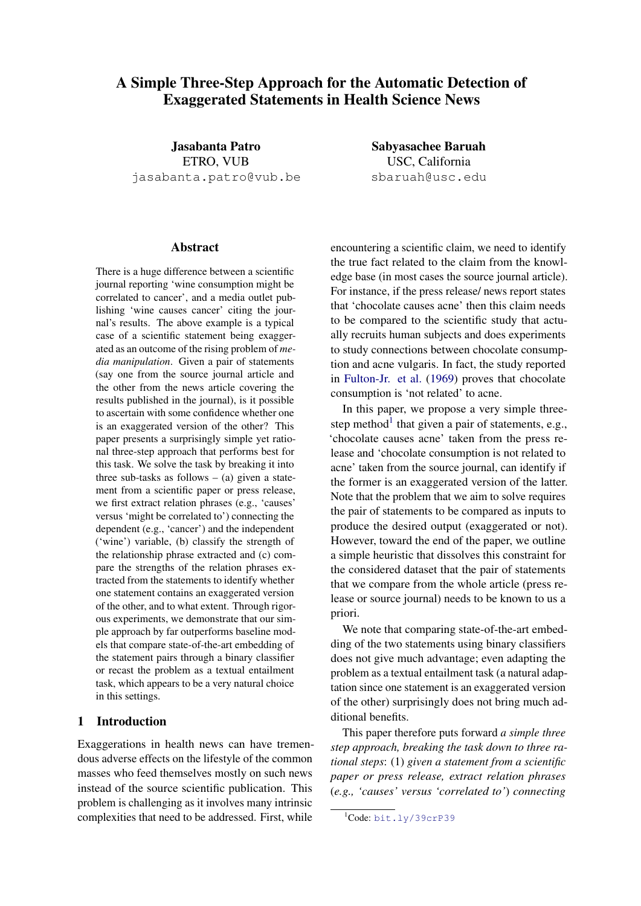# A Simple Three-Step Approach for the Automatic Detection of Exaggerated Statements in Health Science News

**Jasabanta Patro**
ETRO, VUB
jasabanta.patro@vub.be

**Sabyasachee Baruah**
USC, California
sbaruah@usc.edu

## Abstract

There is a huge difference between a scientific journal reporting 'wine consumption might be correlated to cancer', and a media outlet publishing 'wine causes cancer' citing the journal's results. The above example is a typical case of a scientific statement being exaggerated as an outcome of the rising problem of *media manipulation*. Given a pair of statements (say one from the source journal article and the other from the news article covering the results published in the journal), is it possible to ascertain with some confidence whether one is an exaggerated version of the other? This paper presents a surprisingly simple yet rational three-step approach that performs best for this task. We solve the task by breaking it into three sub-tasks as follows – (a) given a statement from a scientific paper or press release, we first extract relation phrases (e.g., 'causes' versus 'might be correlated to') connecting the dependent (e.g., 'cancer') and the independent ('wine') variable, (b) classify the strength of the relationship phrase extracted and (c) compare the strengths of the relation phrases extracted from the statements to identify whether one statement contains an exaggerated version of the other, and to what extent. Through rigorous experiments, we demonstrate that our simple approach by far outperforms baseline models that compare state-of-the-art embedding of the statement pairs through a binary classifier or recast the problem as a textual entailment task, which appears to be a very natural choice in this settings.

## 1 Introduction

Exaggerations in health news can have tremendous adverse effects on the lifestyle of the common masses who feed themselves mostly on such news instead of the source scientific publication. This problem is challenging as it involves many intrinsic complexities that need to be addressed. First, while encountering a scientific claim, we need to identify the true fact related to the claim from the knowledge base (in most cases the source journal article). For instance, if the press release/ news report states that 'chocolate causes acne' then this claim needs to be compared to the scientific study that actually recruits human subjects and does experiments to study connections between chocolate consumption and acne vulgaris. In fact, the study reported in Fulton-Jr. et al. (1969) proves that chocolate consumption is 'not related' to acne.

In this paper, we propose a very simple three-step method[1] that given a pair of statements, e.g., 'chocolate causes acne' taken from the press release and 'chocolate consumption is not related to acne' taken from the source journal, can identify if the former is an exaggerated version of the latter. Note that the problem that we aim to solve requires the pair of statements to be compared as inputs to produce the desired output (exaggerated or not). However, toward the end of the paper, we outline a simple heuristic that dissolves this constraint for the considered dataset that the pair of statements that we compare from the whole article (press release or source journal) needs to be known to us a priori.

We note that comparing state-of-the-art embedding of the two statements using binary classifiers does not give much advantage; even adapting the problem as a textual entailment task (a natural adaptation since one statement is an exaggerated version of the other) surprisingly does not bring much additional benefits.

This paper therefore puts forward *a simple three step approach, breaking the task down to three rational steps*: (1) *given a statement from a scientific paper or press release, extract relation phrases (e.g., 'causes' versus 'correlated to') connecting*

[1] Code: bit.ly/39crP39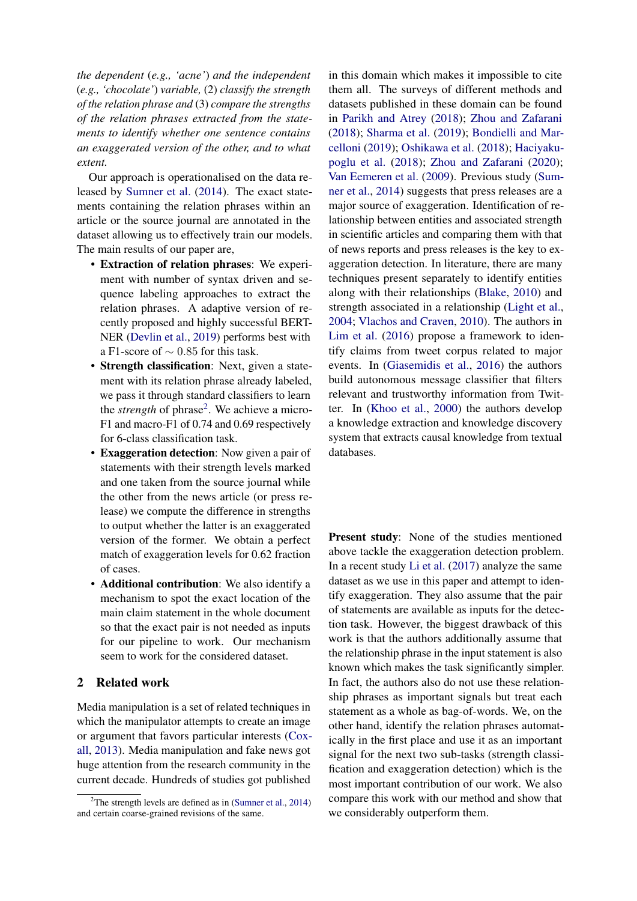*the dependent (e.g., 'acne') and the independent (e.g., 'chocolate') variable,* (2) *classify the strength of the relation phrase and* (3) *compare the strengths of the relation phrases extracted from the statements to identify whether one sentence contains an exaggerated version of the other, and to what extent.*

Our approach is operationalised on the data released by Sumner et al. (2014). The exact statements containing the relation phrases within an article or the source journal are annotated in the dataset allowing us to effectively train our models. The main results of our paper are,

- **Extraction of relation phrases**: We experiment with number of syntax driven and sequence labeling approaches to extract the relation phrases. A adaptive version of recently proposed and highly successful BERT-NER (Devlin et al., 2019) performs best with a F1-score of $\sim 0.85$ for this task.
- **Strength classification**: Next, given a statement with its relation phrase already labeled, we pass it through standard classifiers to learn the *strength* of phrase[2]. We achieve a micro-F1 and macro-F1 of 0.74 and 0.69 respectively for 6-class classification task.
- **Exaggeration detection**: Now given a pair of statements with their strength levels marked and one taken from the source journal while the other from the news article (or press release) we compute the difference in strengths to output whether the latter is an exaggerated version of the former. We obtain a perfect match of exaggeration levels for 0.62 fraction of cases.
- **Additional contribution**: We also identify a mechanism to spot the exact location of the main claim statement in the whole document so that the exact pair is not needed as inputs for our pipeline to work. Our mechanism seem to work for the considered dataset.

## 2 Related work

Media manipulation is a set of related techniques in which the manipulator attempts to create an image or argument that favors particular interests (Coxall, 2013). Media manipulation and fake news got huge attention from the research community in the current decade. Hundreds of studies got published in this domain which makes it impossible to cite them all. The surveys of different methods and datasets published in these domain can be found in Parikh and Atrey (2018); Zhou and Zafarani (2018); Sharma et al. (2019); Bondielli and Marcelloni (2019); Oshikawa et al. (2018); Haciyakupoglu et al. (2018); Zhou and Zafarani (2020); Van Eemeren et al. (2009). Previous study (Sumner et al., 2014) suggests that press releases are a major source of exaggeration. Identification of relationship between entities and associated strength in scientific articles and comparing them with that of news reports and press releases is the key to exaggeration detection. In literature, there are many techniques present separately to identify entities along with their relationships (Blake, 2010) and strength associated in a relationship (Light et al., 2004; Vlachos and Craven, 2010). The authors in Lim et al. (2016) propose a framework to identify claims from tweet corpus related to major events. In (Giasemidis et al., 2016) the authors build autonomous message classifier that filters relevant and trustworthy information from Twitter. In (Khoo et al., 2000) the authors develop a knowledge extraction and knowledge discovery system that extracts causal knowledge from textual databases.

**Present study**: None of the studies mentioned above tackle the exaggeration detection problem. In a recent study Li et al. (2017) analyze the same dataset as we use in this paper and attempt to identify exaggeration. They also assume that the pair of statements are available as inputs for the detection task. However, the biggest drawback of this work is that the authors additionally assume that the relationship phrase in the input statement is also known which makes the task significantly simpler. In fact, the authors also do not use these relationship phrases as important signals but treat each statement as a whole as bag-of-words. We, on the other hand, identify the relation phrases automatically in the first place and use it as an important signal for the next two sub-tasks (strength classification and exaggeration detection) which is the most important contribution of our work. We also compare this work with our method and show that we considerably outperform them.

[2] The strength levels are defined as in (Sumner et al., 2014) and certain coarse-grained revisions of the same.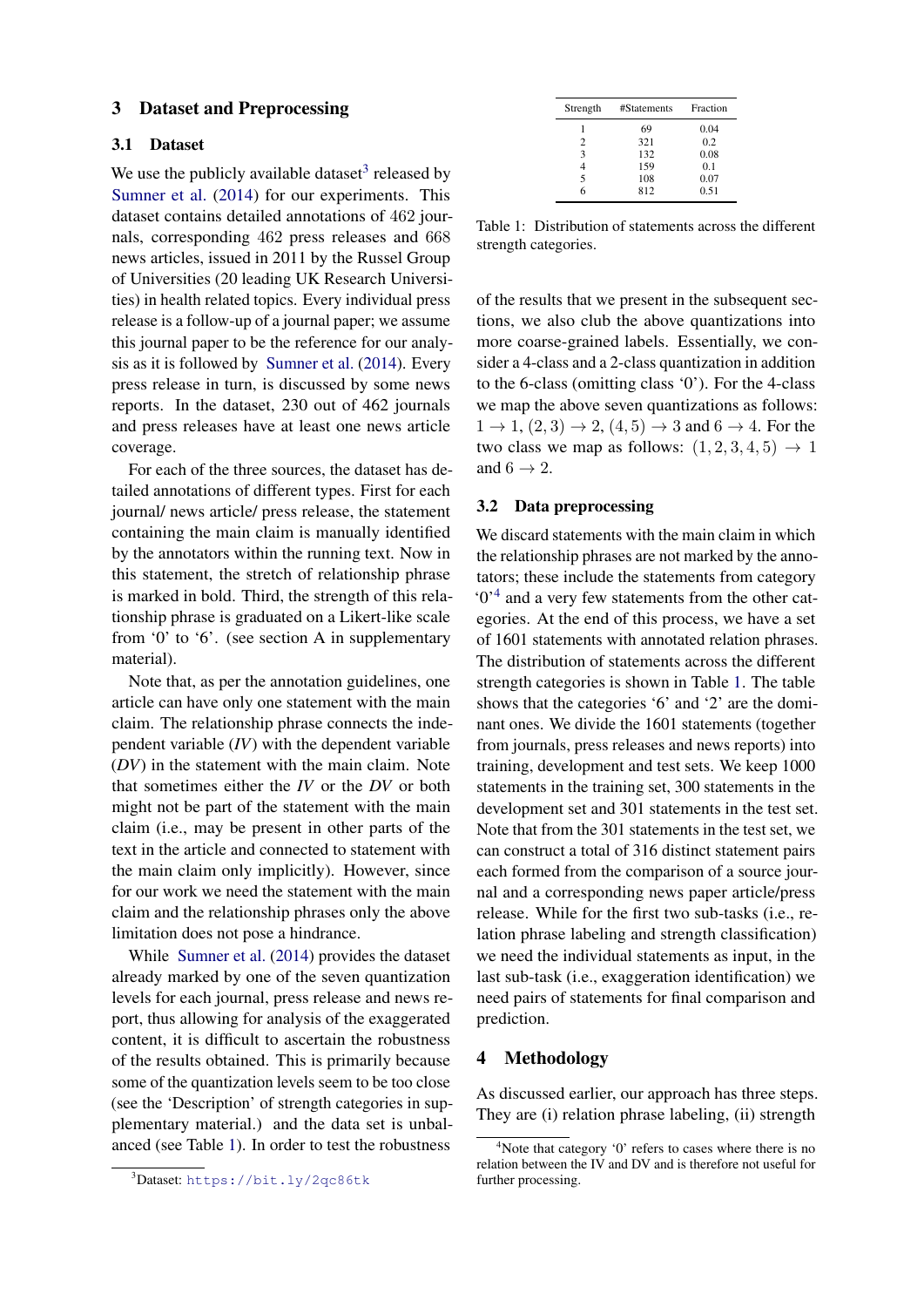## 3 Dataset and Preprocessing

### 3.1 Dataset

We use the publicly available dataset[3] released by Sumner et al. (2014) for our experiments. This dataset contains detailed annotations of 462 journals, corresponding 462 press releases and 668 news articles, issued in 2011 by the Russel Group of Universities (20 leading UK Research Universities) in health related topics. Every individual press release is a follow-up of a journal paper; we assume this journal paper to be the reference for our analysis as it is followed by Sumner et al. (2014). Every press release in turn, is discussed by some news reports. In the dataset, 230 out of 462 journals and press releases have at least one news article coverage.

For each of the three sources, the dataset has detailed annotations of different types. First for each journal/ news article/ press release, the statement containing the main claim is manually identified by the annotators within the running text. Now in this statement, the stretch of relationship phrase is marked in bold. Third, the strength of this relationship phrase is graduated on a Likert-like scale from '0' to '6'. (see section A in supplementary material).

Note that, as per the annotation guidelines, one article can have only one statement with the main claim. The relationship phrase connects the independent variable (*IV*) with the dependent variable (*DV*) in the statement with the main claim. Note that sometimes either the *IV* or the *DV* or both might not be part of the statement with the main claim (i.e., may be present in other parts of the text in the article and connected to statement with the main claim only implicitly). However, since for our work we need the statement with the main claim and the relationship phrases only the above limitation does not pose a hindrance.

While Sumner et al. (2014) provides the dataset already marked by one of the seven quantization levels for each journal, press release and news report, thus allowing for analysis of the exaggerated content, it is difficult to ascertain the robustness of the results obtained. This is primarily because some of the quantization levels seem to be too close (see the 'Description' of strength categories in supplementary material.) and the data set is unbalanced (see Table 1). In order to test the robustness of the results that we present in the subsequent sections, we also club the above quantizations into more coarse-grained labels. Essentially, we consider a 4-class and a 2-class quantization in addition to the 6-class (omitting class '0'). For the 4-class we map the above seven quantizations as follows: $1 \rightarrow 1$, $(2, 3) \rightarrow 2$, $(4, 5) \rightarrow 3$ and $6 \rightarrow 4$. For the two class we map as follows: $(1, 2, 3, 4, 5) \rightarrow 1$ and $6 \rightarrow 2$.

| Strength | #Statements | Fraction |
|---|---|---|
| 1 | 69 | 0.04 |
| 2 | 321 | 0.2 |
| 3 | 132 | 0.08 |
| 4 | 159 | 0.1 |
| 5 | 108 | 0.07 |
| 6 | 812 | 0.51 |

Table 1: Distribution of statements across the different strength categories.

### 3.2 Data preprocessing

We discard statements with the main claim in which the relationship phrases are not marked by the annotators; these include the statements from category '0'[4] and a very few statements from the other categories. At the end of this process, we have a set of 1601 statements with annotated relation phrases. The distribution of statements across the different strength categories is shown in Table 1. The table shows that the categories '6' and '2' are the dominant ones. We divide the 1601 statements (together from journals, press releases and news reports) into training, development and test sets. We keep 1000 statements in the training set, 300 statements in the development set and 301 statements in the test set. Note that from the 301 statements in the test set, we can construct a total of 316 distinct statement pairs each formed from the comparison of a source journal and a corresponding news paper article/press release. While for the first two sub-tasks (i.e., relation phrase labeling and strength classification) we need the individual statements as input, in the last sub-task (i.e., exaggeration identification) we need pairs of statements for final comparison and prediction.

## 4 Methodology

As discussed earlier, our approach has three steps. They are (i) relation phrase labeling, (ii) strength

[3] Dataset: https://bit.ly/2qc86tk

[4] Note that category '0' refers to cases where there is no relation between the IV and DV and is therefore not useful for further processing.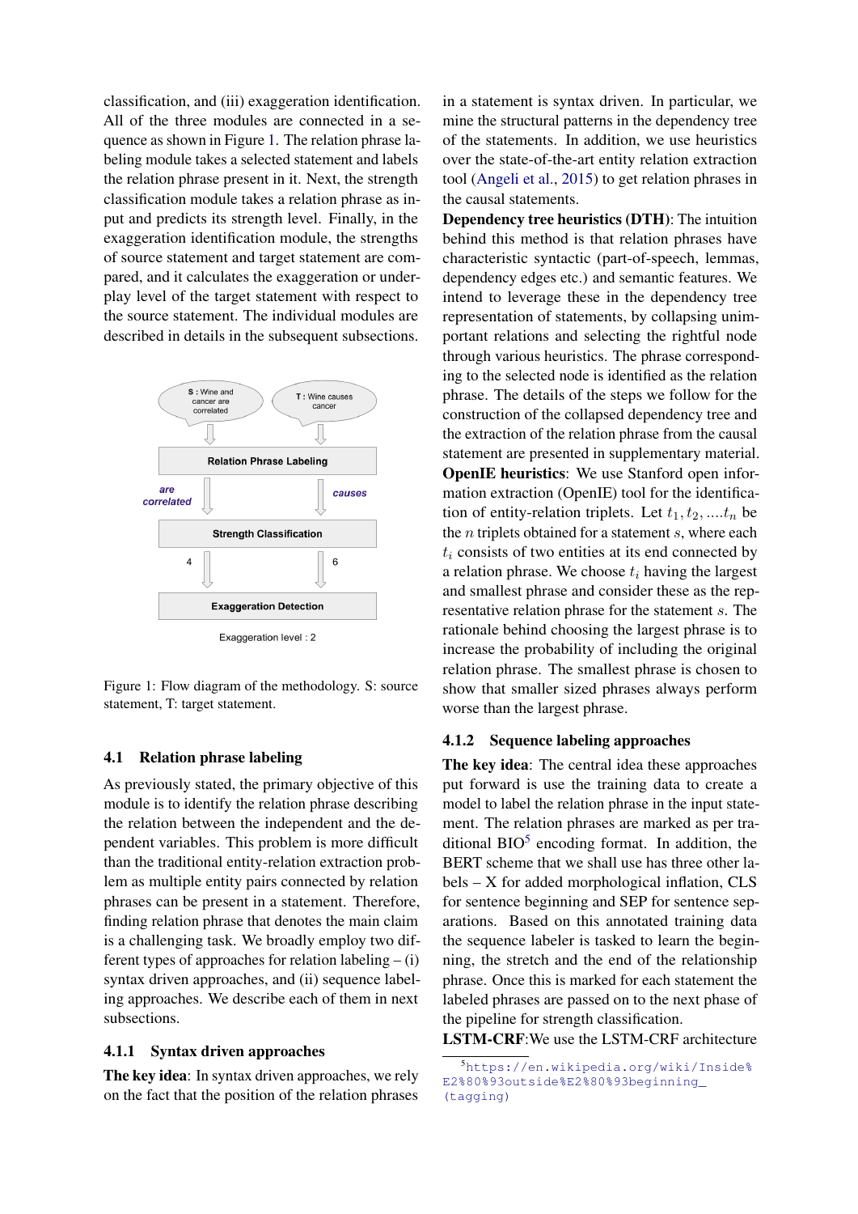classification, and (iii) exaggeration identification. All of the three modules are connected in a sequence as shown in Figure 1. The relation phrase labeling module takes a selected statement and labels the relation phrase present in it. Next, the strength classification module takes a relation phrase as input and predicts its strength level. Finally, in the exaggeration identification module, the strengths of source statement and target statement are compared, and it calculates the exaggeration or underplay level of the target statement with respect to the source statement. The individual modules are described in details in the subsequent subsections.

S : Wine and cancer are correlated

T : Wine causes cancer

Relation Phrase Labeling

are correlated

causes

Strength Classification

4

6

Exaggeration Detection

Exaggeration level : 2

Figure 1: Flow diagram of the methodology. S: source statement, T: target statement.

### 4.1 Relation phrase labeling

As previously stated, the primary objective of this module is to identify the relation phrase describing the relation between the independent and the dependent variables. This problem is more difficult than the traditional entity-relation extraction problem as multiple entity pairs connected by relation phrases can be present in a statement. Therefore, finding relation phrase that denotes the main claim is a challenging task. We broadly employ two different types of approaches for relation labeling – (i) syntax driven approaches, and (ii) sequence labeling approaches. We describe each of them in next subsections.

#### 4.1.1 Syntax driven approaches

**The key idea**: In syntax driven approaches, we rely on the fact that the position of the relation phrases in a statement is syntax driven. In particular, we mine the structural patterns in the dependency tree of the statements. In addition, we use heuristics over the state-of-the-art entity relation extraction tool (Angeli et al., 2015) to get relation phrases in the causal statements.

**Dependency tree heuristics (DTH)**: The intuition behind this method is that relation phrases have characteristic syntactic (part-of-speech, lemmas, dependency edges etc.) and semantic features. We intend to leverage these in the dependency tree representation of statements, by collapsing unimportant relations and selecting the rightful node through various heuristics. The phrase corresponding to the selected node is identified as the relation phrase. The details of the steps we follow for the construction of the collapsed dependency tree and the extraction of the relation phrase from the causal statement are presented in supplementary material.

**OpenIE heuristics**: We use Stanford open information extraction (OpenIE) tool for the identification of entity-relation triplets. Let $t_1, t_2, ....t_n$ be the $n$ triplets obtained for a statement $s$, where each $t_i$ consists of two entities at its end connected by a relation phrase. We choose $t_i$ having the largest and smallest phrase and consider these as the representative relation phrase for the statement $s$. The rationale behind choosing the largest phrase is to increase the probability of including the original relation phrase. The smallest phrase is chosen to show that smaller sized phrases always perform worse than the largest phrase.

#### 4.1.2 Sequence labeling approaches

**The key idea**: The central idea these approaches put forward is use the training data to create a model to label the relation phrase in the input statement. The relation phrases are marked as per traditional BIO[5] encoding format. In addition, the BERT scheme that we shall use has three other labels – X for added morphological inflation, CLS for sentence beginning and SEP for sentence separations. Based on this annotated training data the sequence labeler is tasked to learn the beginning, the stretch and the end of the relationship phrase. Once this is marked for each statement the labeled phrases are passed on to the next phase of the pipeline for strength classification.

**LSTM-CRF**:We use the LSTM-CRF architecture

[5] https://en.wikipedia.org/wiki/Inside%E2%80%93outside%E2%80%93beginning_(tagging)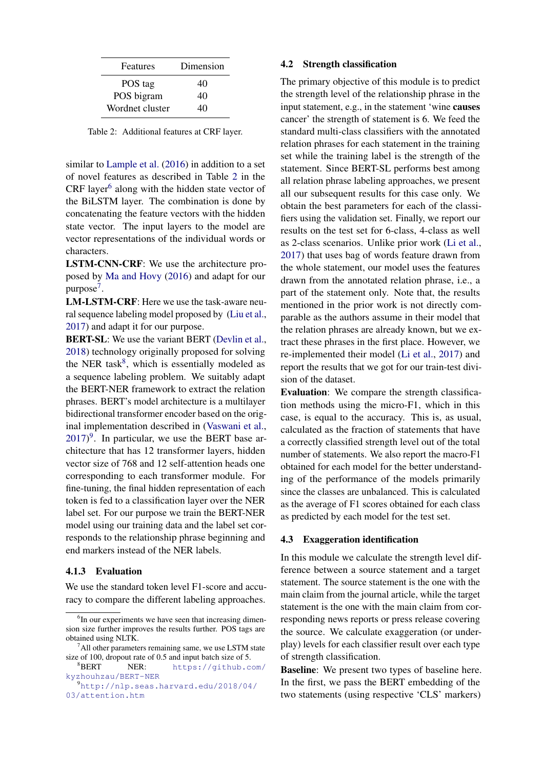| Features | Dimension |
|---|---|
| POS tag | 40 |
| POS bigram | 40 |
| Wordnet cluster | 40 |

Table 2: Additional features at CRF layer.

similar to Lample et al. (2016) in addition to a set of novel features as described in Table 2 in the CRF layer[6] along with the hidden state vector of the BiLSTM layer. The combination is done by concatenating the feature vectors with the hidden state vector. The input layers to the model are vector representations of the individual words or characters.

**LSTM-CNN-CRF**: We use the architecture proposed by Ma and Hovy (2016) and adapt for our purpose[7].

**LM-LSTM-CRF**: Here we use the task-aware neural sequence labeling model proposed by (Liu et al., 2017) and adapt it for our purpose.

**BERT-SL**: We use the variant BERT (Devlin et al., 2018) technology originally proposed for solving the NER task[8], which is essentially modeled as a sequence labeling problem. We suitably adapt the BERT-NER framework to extract the relation phrases. BERT's model architecture is a multilayer bidirectional transformer encoder based on the original implementation described in (Vaswani et al., 2017)[9]. In particular, we use the BERT base architecture that has 12 transformer layers, hidden vector size of 768 and 12 self-attention heads one corresponding to each transformer module. For fine-tuning, the final hidden representation of each token is fed to a classification layer over the NER label set. For our purpose we train the BERT-NER model using our training data and the label set corresponds to the relationship phrase beginning and end markers instead of the NER labels.

### 4.1.3 Evaluation

We use the standard token level F1-score and accuracy to compare the different labeling approaches.

[6] In our experiments we have seen that increasing dimension size further improves the results further. POS tags are obtained using NLTK.

[7] All other parameters remaining same, we use LSTM state size of 100, dropout rate of 0.5 and input batch size of 5.

[8] BERT NER: https://github.com/kyzhouhzau/BERT-NER

[9] http://nlp.seas.harvard.edu/2018/04/03/attention.htm

## 4.2 Strength classification

The primary objective of this module is to predict the strength level of the relationship phrase in the input statement, e.g., in the statement 'wine **causes** cancer' the strength of statement is 6. We feed the standard multi-class classifiers with the annotated relation phrases for each statement in the training set while the training label is the strength of the statement. Since BERT-SL performs best among all relation phrase labeling approaches, we present all our subsequent results for this case only. We obtain the best parameters for each of the classifiers using the validation set. Finally, we report our results on the test set for 6-class, 4-class as well as 2-class scenarios. Unlike prior work (Li et al., 2017) that uses bag of words feature drawn from the whole statement, our model uses the features drawn from the annotated relation phrase, i.e., a part of the statement only. Note that, the results mentioned in the prior work is not directly comparable as the authors assume in their model that the relation phrases are already known, but we extract these phrases in the first place. However, we re-implemented their model (Li et al., 2017) and report the results that we got for our train-test division of the dataset.

**Evaluation**: We compare the strength classification methods using the micro-F1, which in this case, is equal to the accuracy. This is, as usual, calculated as the fraction of statements that have a correctly classified strength level out of the total number of statements. We also report the macro-F1 obtained for each model for the better understanding of the performance of the models primarily since the classes are unbalanced. This is calculated as the average of F1 scores obtained for each class as predicted by each model for the test set.

## 4.3 Exaggeration identification

In this module we calculate the strength level difference between a source statement and a target statement. The source statement is the one with the main claim from the journal article, while the target statement is the one with the main claim from corresponding news reports or press release covering the source. We calculate exaggeration (or underplay) levels for each classifier result over each type of strength classification.

**Baseline**: We present two types of baseline here. In the first, we pass the BERT embedding of the two statements (using respective 'CLS' markers)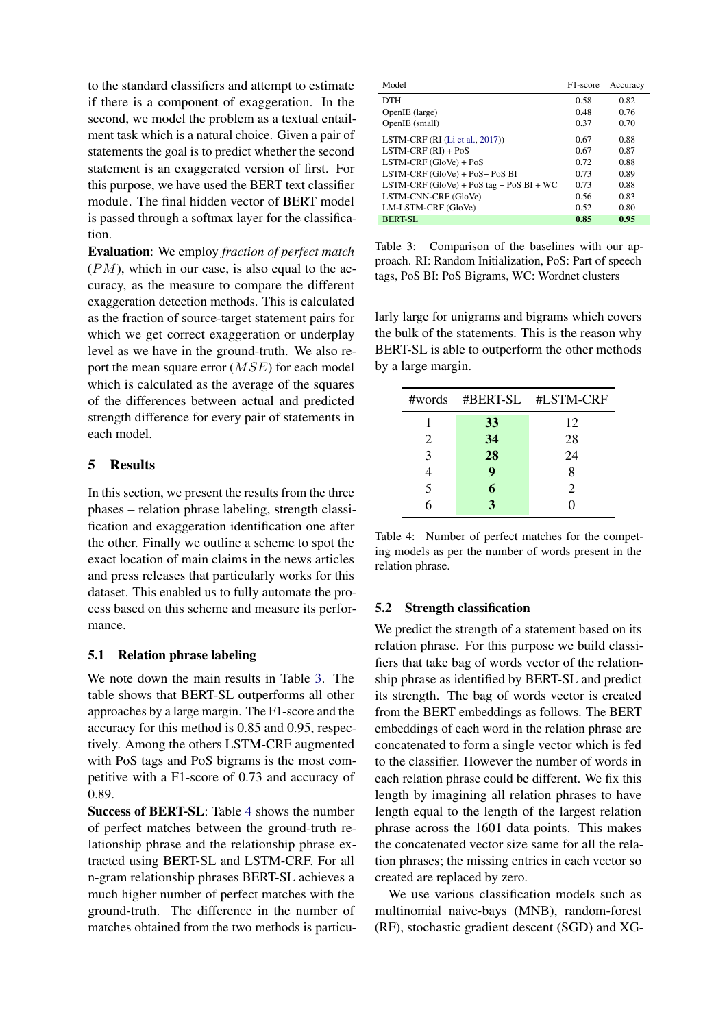to the standard classifiers and attempt to estimate if there is a component of exaggeration. In the second, we model the problem as a textual entailment task which is a natural choice. Given a pair of statements the goal is to predict whether the second statement is an exaggerated version of first. For this purpose, we have used the BERT text classifier module. The final hidden vector of BERT model is passed through a softmax layer for the classification.

**Evaluation**: We employ *fraction of perfect match* ($PM$), which in our case, is also equal to the accuracy, as the measure to compare the different exaggeration detection methods. This is calculated as the fraction of source-target statement pairs for which we get correct exaggeration or underplay level as we have in the ground-truth. We also report the mean square error ($MSE$) for each model which is calculated as the average of the squares of the differences between actual and predicted strength difference for every pair of statements in each model.

## 5 Results

In this section, we present the results from the three phases – relation phrase labeling, strength classification and exaggeration identification one after the other. Finally we outline a scheme to spot the exact location of main claims in the news articles and press releases that particularly works for this dataset. This enabled us to fully automate the process based on this scheme and measure its performance.

### 5.1 Relation phrase labeling

We note down the main results in Table 3. The table shows that BERT-SL outperforms all other approaches by a large margin. The F1-score and the accuracy for this method is 0.85 and 0.95, respectively. Among the others LSTM-CRF augmented with PoS tags and PoS bigrams is the most competitive with a F1-score of 0.73 and accuracy of 0.89.

**Success of BERT-SL**: Table 4 shows the number of perfect matches between the ground-truth relationship phrase and the relationship phrase extracted using BERT-SL and LSTM-CRF. For all n-gram relationship phrases BERT-SL achieves a much higher number of perfect matches with the ground-truth. The difference in the number of matches obtained from the two methods is particularly large for unigrams and bigrams which covers the bulk of the statements. This is the reason why BERT-SL is able to outperform the other methods by a large margin.

| Model | F1-score | Accuracy |
|---|---|---|
| DTH | 0.58 | 0.82 |
| OpenIE (large) | 0.48 | 0.76 |
| OpenIE (small) | 0.37 | 0.70 |
| LSTM-CRF (RI (Li et al., 2017)) | 0.67 | 0.88 |
| LSTM-CRF (RI) + PoS | 0.67 | 0.87 |
| LSTM-CRF (GloVe) + PoS | 0.72 | 0.88 |
| LSTM-CRF (GloVe) + PoS+ PoS BI | 0.73 | 0.89 |
| LSTM-CRF (GloVe) + PoS tag + PoS BI + WC | 0.73 | 0.88 |
| LSTM-CNN-CRF (GloVe) | 0.56 | 0.83 |
| LM-LSTM-CRF (GloVe) | 0.52 | 0.80 |
| BERT-SL | **0.85** | **0.95** |

Table 3: Comparison of the baselines with our approach. RI: Random Initialization, PoS: Part of speech tags, PoS BI: PoS Bigrams, WC: Wordnet clusters

| #words | #BERT-SL | #LSTM-CRF |
|---|---|---|
| 1 | **33** | 12 |
| 2 | **34** | 28 |
| 3 | **28** | 24 |
| 4 | **9** | 8 |
| 5 | **6** | 2 |
| 6 | **3** | 0 |

Table 4: Number of perfect matches for the competing models as per the number of words present in the relation phrase.

### 5.2 Strength classification

We predict the strength of a statement based on its relation phrase. For this purpose we build classifiers that take bag of words vector of the relationship phrase as identified by BERT-SL and predict its strength. The bag of words vector is created from the BERT embeddings as follows. The BERT embeddings of each word in the relation phrase are concatenated to form a single vector which is fed to the classifier. However the number of words in each relation phrase could be different. We fix this length by imagining all relation phrases to have length equal to the length of the largest relation phrase across the 1601 data points. This makes the concatenated vector size same for all the relation phrases; the missing entries in each vector so created are replaced by zero.

We use various classification models such as multinomial naive-bays (MNB), random-forest (RF), stochastic gradient descent (SGD) and XG-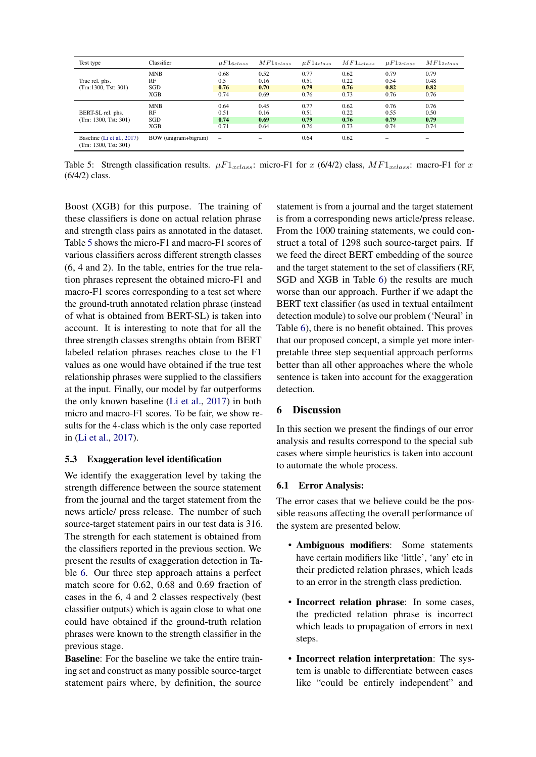| Test type | Classifier | $\mu F1_{6class}$ | $MF1_{6class}$ | $\mu F1_{4class}$ | $MF1_{4class}$ | $\mu F1_{2class}$ | $MF1_{2class}$ |
|---|---|---|---|---|---|---|---|
| True rel. phs. (Trn:1300, Tst: 301) | MNB | 0.68 | 0.52 | 0.77 | 0.62 | 0.79 | 0.79 |
| | RF | 0.5 | 0.16 | 0.51 | 0.22 | 0.54 | 0.48 |
| | SGD | **0.76** | **0.70** | **0.79** | **0.76** | **0.82** | **0.82** |
| | XGB | 0.74 | 0.69 | 0.76 | 0.73 | 0.76 | 0.76 |
| BERT-SL rel. phs. (Trn: 1300, Tst: 301) | MNB | 0.64 | 0.45 | 0.77 | 0.62 | 0.76 | 0.76 |
| | RF | 0.51 | 0.16 | 0.51 | 0.22 | 0.55 | 0.50 |
| | SGD | **0.74** | **0.69** | **0.79** | **0.76** | **0.79** | **0.79** |
| | XGB | 0.71 | 0.64 | 0.76 | 0.73 | 0.74 | 0.74 |
| Baseline (Li et al., 2017) (Trn: 1300, Tst: 301) | BOW (unigram+bigram) | – | – | 0.64 | 0.62 | – | – |

Table 5: Strength classification results. $\mu F1_{xclass}$: micro-F1 for $x$ (6/4/2) class, $MF1_{xclass}$: macro-F1 for $x$ (6/4/2) class.

Boost (XGB) for this purpose. The training of these classifiers is done on actual relation phrase and strength class pairs as annotated in the dataset. Table 5 shows the micro-F1 and macro-F1 scores of various classifiers across different strength classes (6, 4 and 2). In the table, entries for the true relation phrases represent the obtained micro-F1 and macro-F1 scores corresponding to a test set where the ground-truth annotated relation phrase (instead of what is obtained from BERT-SL) is taken into account. It is interesting to note that for all the three strength classes strengths obtain from BERT labeled relation phrases reaches close to the F1 values as one would have obtained if the true test relationship phrases were supplied to the classifiers at the input. Finally, our model by far outperforms the only known baseline (Li et al., 2017) in both micro and macro-F1 scores. To be fair, we show results for the 4-class which is the only case reported in (Li et al., 2017).

### 5.3 Exaggeration level identification

We identify the exaggeration level by taking the strength difference between the source statement from the journal and the target statement from the news article/ press release. The number of such source-target statement pairs in our test data is 316. The strength for each statement is obtained from the classifiers reported in the previous section. We present the results of exaggeration detection in Table 6. Our three step approach attains a perfect match score for 0.62, 0.68 and 0.69 fraction of cases in the 6, 4 and 2 classes respectively (best classifier outputs) which is again close to what one could have obtained if the ground-truth relation phrases were known to the strength classifier in the previous stage.

**Baseline**: For the baseline we take the entire training set and construct as many possible source-target statement pairs where, by definition, the source statement is from a journal and the target statement is from a corresponding news article/press release. From the 1000 training statements, we could construct a total of 1298 such source-target pairs. If we feed the direct BERT embedding of the source and the target statement to the set of classifiers (RF, SGD and XGB in Table 6) the results are much worse than our approach. Further if we adapt the BERT text classifier (as used in textual entailment detection module) to solve our problem ('Neural' in Table 6), there is no benefit obtained. This proves that our proposed concept, a simple yet more interpretable three step sequential approach performs better than all other approaches where the whole sentence is taken into account for the exaggeration detection.

## 6 Discussion

In this section we present the findings of our error analysis and results correspond to the special sub cases where simple heuristics is taken into account to automate the whole process.

### 6.1 Error Analysis:

The error cases that we believe could be the possible reasons affecting the overall performance of the system are presented below.

- **Ambiguous modifiers**: Some statements have certain modifiers like 'little', 'any' etc in their predicted relation phrases, which leads to an error in the strength class prediction.
- **Incorrect relation phrase**: In some cases, the predicted relation phrase is incorrect which leads to propagation of errors in next steps.
- **Incorrect relation interpretation**: The system is unable to differentiate between cases like "could be entirely independent" and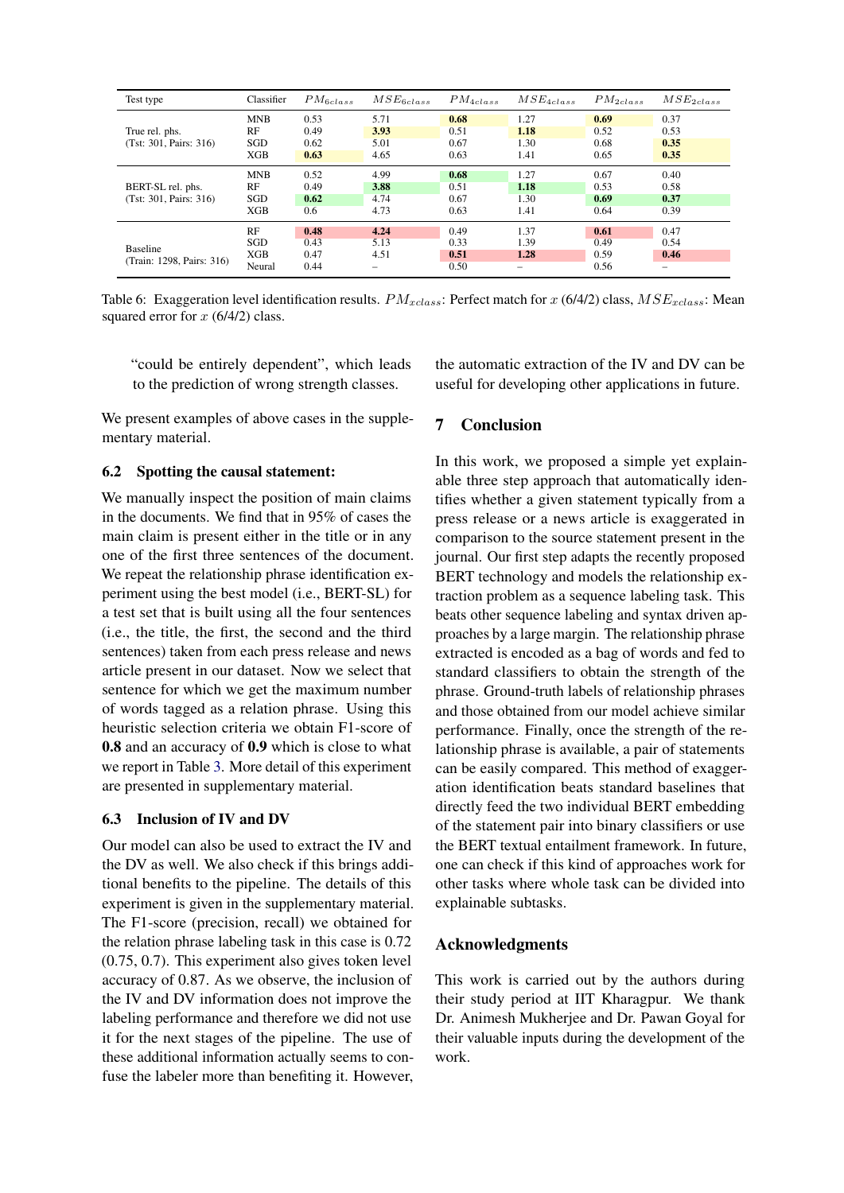| Test type | Classifier | $PM_{6class}$ | $MSE_{6class}$ | $PM_{4class}$ | $MSE_{4class}$ | $PM_{2class}$ | $MSE_{2class}$ |
|---|---|---|---|---|---|---|---|
| True rel. phs. (Tst: 301, Pairs: 316) | MNB | 0.53 | 5.71 | **0.68** | 1.27 | **0.69** | 0.37 |
| | RF | 0.49 | **3.93** | 0.51 | **1.18** | 0.52 | 0.53 |
| | SGD | 0.62 | 5.01 | 0.67 | 1.30 | 0.68 | **0.35** |
| | XGB | **0.63** | 4.65 | 0.63 | 1.41 | 0.65 | **0.35** |
| BERT-SL rel. phs. (Tst: 301, Pairs: 316) | MNB | 0.52 | 4.99 | **0.68** | 1.27 | 0.67 | 0.40 |
| | RF | 0.49 | **3.88** | 0.51 | **1.18** | 0.53 | 0.58 |
| | SGD | **0.62** | 4.74 | 0.67 | 1.30 | **0.69** | **0.37** |
| | XGB | 0.6 | 4.73 | 0.63 | 1.41 | 0.64 | 0.39 |
| Baseline (Train: 1298, Pairs: 316) | RF | **0.48** | **4.24** | 0.49 | 1.37 | **0.61** | 0.47 |
| | SGD | 0.43 | 5.13 | 0.33 | 1.39 | 0.49 | 0.54 |
| | XGB | 0.47 | 4.51 | **0.51** | **1.28** | 0.59 | **0.46** |
| | Neural | 0.44 | – | 0.50 | – | 0.56 | – |

Table 6: Exaggeration level identification results. $PM_{xclass}$: Perfect match for $x$ (6/4/2) class, $MSE_{xclass}$: Mean squared error for $x$ (6/4/2) class.

"could be entirely dependent", which leads to the prediction of wrong strength classes.

We present examples of above cases in the supplementary material.

### 6.2 Spotting the causal statement:

We manually inspect the position of main claims in the documents. We find that in 95% of cases the main claim is present either in the title or in any one of the first three sentences of the document. We repeat the relationship phrase identification experiment using the best model (i.e., BERT-SL) for a test set that is built using all the four sentences (i.e., the title, the first, the second and the third sentences) taken from each press release and news article present in our dataset. Now we select that sentence for which we get the maximum number of words tagged as a relation phrase. Using this heuristic selection criteria we obtain F1-score of **0.8** and an accuracy of **0.9** which is close to what we report in Table 3. More detail of this experiment are presented in supplementary material.

### 6.3 Inclusion of IV and DV

Our model can also be used to extract the IV and the DV as well. We also check if this brings additional benefits to the pipeline. The details of this experiment is given in the supplementary material. The F1-score (precision, recall) we obtained for the relation phrase labeling task in this case is 0.72 (0.75, 0.7). This experiment also gives token level accuracy of 0.87. As we observe, the inclusion of the IV and DV information does not improve the labeling performance and therefore we did not use it for the next stages of the pipeline. The use of these additional information actually seems to confuse the labeler more than benefiting it. However, the automatic extraction of the IV and DV can be useful for developing other applications in future.

## 7 Conclusion

In this work, we proposed a simple yet explainable three step approach that automatically identifies whether a given statement typically from a press release or a news article is exaggerated in comparison to the source statement present in the journal. Our first step adapts the recently proposed BERT technology and models the relationship extraction problem as a sequence labeling task. This beats other sequence labeling and syntax driven approaches by a large margin. The relationship phrase extracted is encoded as a bag of words and fed to standard classifiers to obtain the strength of the phrase. Ground-truth labels of relationship phrases and those obtained from our model achieve similar performance. Finally, once the strength of the relationship phrase is available, a pair of statements can be easily compared. This method of exaggeration identification beats standard baselines that directly feed the two individual BERT embedding of the statement pair into binary classifiers or use the BERT textual entailment framework. In future, one can check if this kind of approaches work for other tasks where whole task can be divided into explainable subtasks.

## Acknowledgments

This work is carried out by the authors during their study period at IIT Kharagpur. We thank Dr. Animesh Mukherjee and Dr. Pawan Goyal for their valuable inputs during the development of the work.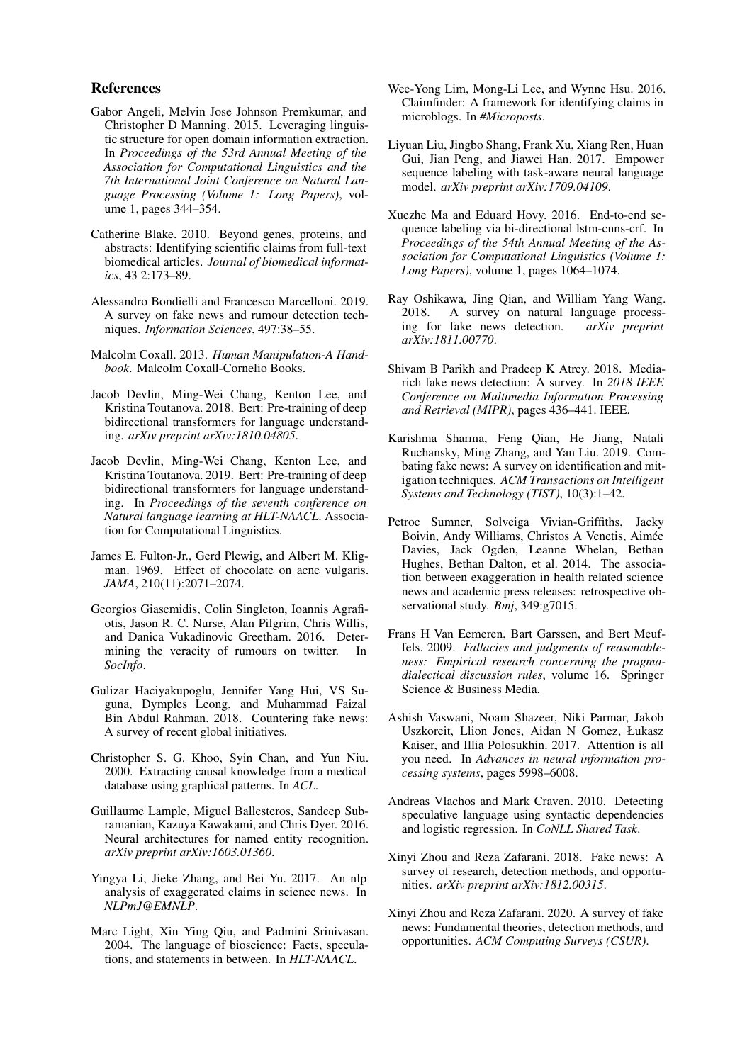## References

Gabor Angeli, Melvin Jose Johnson Premkumar, and Christopher D Manning. 2015. Leveraging linguistic structure for open domain information extraction. In *Proceedings of the 53rd Annual Meeting of the Association for Computational Linguistics and the 7th International Joint Conference on Natural Language Processing (Volume 1: Long Papers)*, volume 1, pages 344–354.

Catherine Blake. 2010. Beyond genes, proteins, and abstracts: Identifying scientific claims from full-text biomedical articles. *Journal of biomedical informatics*, 43 2:173–89.

Alessandro Bondielli and Francesco Marcelloni. 2019. A survey on fake news and rumour detection techniques. *Information Sciences*, 497:38–55.

Malcolm Coxall. 2013. *Human Manipulation-A Handbook*. Malcolm Coxall-Cornelio Books.

Jacob Devlin, Ming-Wei Chang, Kenton Lee, and Kristina Toutanova. 2018. Bert: Pre-training of deep bidirectional transformers for language understanding. *arXiv preprint arXiv:1810.04805*.

Jacob Devlin, Ming-Wei Chang, Kenton Lee, and Kristina Toutanova. 2019. Bert: Pre-training of deep bidirectional transformers for language understanding. In *Proceedings of the seventh conference on Natural language learning at HLT-NAACL*. Association for Computational Linguistics.

James E. Fulton-Jr., Gerd Plewig, and Albert M. Kligman. 1969. Effect of chocolate on acne vulgaris. *JAMA*, 210(11):2071–2074.

Georgios Giasemidis, Colin Singleton, Ioannis Agrafiotis, Jason R. C. Nurse, Alan Pilgrim, Chris Willis, and Danica Vukadinovic Greetham. 2016. Determining the veracity of rumours on twitter. In *SocInfo*.

Gulizar Haciyakupoglu, Jennifer Yang Hui, VS Suguna, Dymples Leong, and Muhammad Faizal Bin Abdul Rahman. 2018. Countering fake news: A survey of recent global initiatives.

Christopher S. G. Khoo, Syin Chan, and Yun Niu. 2000. Extracting causal knowledge from a medical database using graphical patterns. In *ACL*.

Guillaume Lample, Miguel Ballesteros, Sandeep Subramanian, Kazuya Kawakami, and Chris Dyer. 2016. Neural architectures for named entity recognition. *arXiv preprint arXiv:1603.01360*.

Yingya Li, Jieke Zhang, and Bei Yu. 2017. An nlp analysis of exaggerated claims in science news. In *NLPmJ@EMNLP*.

Marc Light, Xin Ying Qiu, and Padmini Srinivasan. 2004. The language of bioscience: Facts, speculations, and statements in between. In *HLT-NAACL*.

Wee-Yong Lim, Mong-Li Lee, and Wynne Hsu. 2016. Claimfinder: A framework for identifying claims in microblogs. In *#Microposts*.

Liyuan Liu, Jingbo Shang, Frank Xu, Xiang Ren, Huan Gui, Jian Peng, and Jiawei Han. 2017. Empower sequence labeling with task-aware neural language model. *arXiv preprint arXiv:1709.04109*.

Xuezhe Ma and Eduard Hovy. 2016. End-to-end sequence labeling via bi-directional lstm-cnns-crf. In *Proceedings of the 54th Annual Meeting of the Association for Computational Linguistics (Volume 1: Long Papers)*, volume 1, pages 1064–1074.

Ray Oshikawa, Jing Qian, and William Yang Wang. 2018. A survey on natural language processing for fake news detection. *arXiv preprint arXiv:1811.00770*.

Shivam B Parikh and Pradeep K Atrey. 2018. Media-rich fake news detection: A survey. In *2018 IEEE Conference on Multimedia Information Processing and Retrieval (MIPR)*, pages 436–441. IEEE.

Karishma Sharma, Feng Qian, He Jiang, Natali Ruchansky, Ming Zhang, and Yan Liu. 2019. Combating fake news: A survey on identification and mitigation techniques. *ACM Transactions on Intelligent Systems and Technology (TIST)*, 10(3):1–42.

Petroc Sumner, Solveiga Vivian-Griffiths, Jacky Boivin, Andy Williams, Christos A Venetis, Aimée Davies, Jack Ogden, Leanne Whelan, Bethan Hughes, Bethan Dalton, et al. 2014. The association between exaggeration in health related science news and academic press releases: retrospective observational study. *Bmj*, 349:g7015.

Frans H Van Eemeren, Bart Garssen, and Bert Meuffels. 2009. *Fallacies and judgments of reasonableness: Empirical research concerning the pragma-dialectical discussion rules*, volume 16. Springer Science & Business Media.

Ashish Vaswani, Noam Shazeer, Niki Parmar, Jakob Uszkoreit, Llion Jones, Aidan N Gomez, Łukasz Kaiser, and Illia Polosukhin. 2017. Attention is all you need. In *Advances in neural information processing systems*, pages 5998–6008.

Andreas Vlachos and Mark Craven. 2010. Detecting speculative language using syntactic dependencies and logistic regression. In *CoNLL Shared Task*.

Xinyi Zhou and Reza Zafarani. 2018. Fake news: A survey of research, detection methods, and opportunities. *arXiv preprint arXiv:1812.00315*.

Xinyi Zhou and Reza Zafarani. 2020. A survey of fake news: Fundamental theories, detection methods, and opportunities. *ACM Computing Surveys (CSUR)*.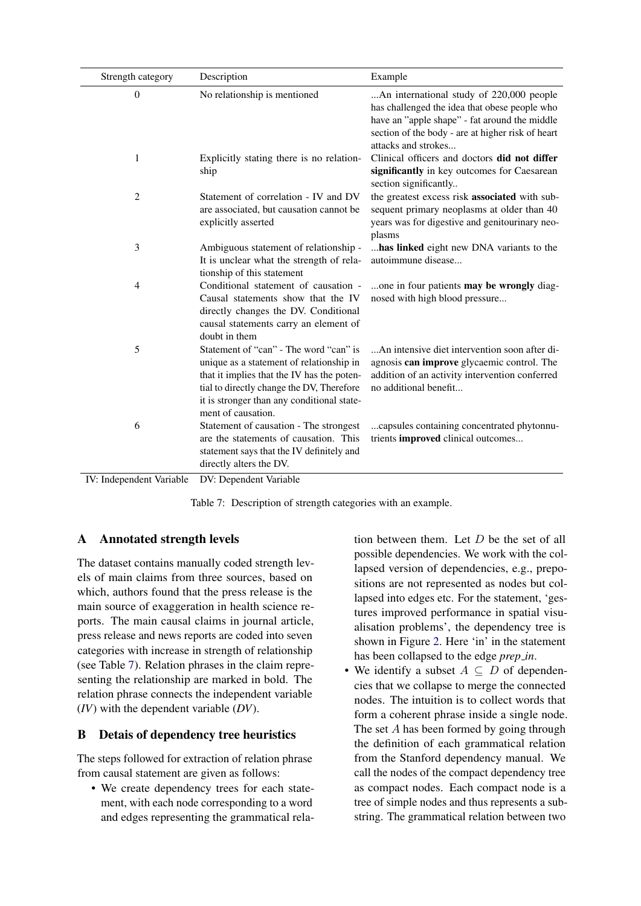| Strength category | Description | Example |
|---|---|---|
| 0 | No relationship is mentioned | ...An international study of 220,000 people has challenged the idea that obese people who have an "apple shape" - fat around the middle section of the body - are at higher risk of heart attacks and strokes... |
| 1 | Explicitly stating there is no relationship | Clinical officers and doctors **did not differ significantly** in key outcomes for Caesarean section significantly.. |
| 2 | Statement of correlation - IV and DV are associated, but causation cannot be explicitly asserted | the greatest excess risk **associated** with subsequent primary neoplasms at older than 40 years was for digestive and genitourinary neoplasms |
| 3 | Ambiguous statement of relationship - It is unclear what the strength of relationship of this statement | ...**has linked** eight new DNA variants to the autoimmune disease... |
| 4 | Conditional statement of causation - Causal statements show that the IV directly changes the DV. Conditional causal statements carry an element of doubt in them | ...one in four patients **may be wrongly** diagnosed with high blood pressure... |
| 5 | Statement of "can" - The word "can" is unique as a statement of relationship in that it implies that the IV has the potential to directly change the DV, Therefore it is stronger than any conditional statement of causation. | ...An intensive diet intervention soon after diagnosis **can improve** glycaemic control. The addition of an activity intervention conferred no additional benefit... |
| 6 | Statement of causation - The strongest are the statements of causation. This statement says that the IV definitely and directly alters the DV. | ...capsules containing concentrated phytonutrients **improved** clinical outcomes... |

IV: Independent Variable DV: Dependent Variable

Table 7: Description of strength categories with an example.

## A Annotated strength levels

The dataset contains manually coded strength levels of main claims from three sources, based on which, authors found that the press release is the main source of exaggeration in health science reports. The main causal claims in journal article, press release and news reports are coded into seven categories with increase in strength of relationship (see Table 7). Relation phrases in the claim representing the relationship are marked in bold. The relation phrase connects the independent variable (*IV*) with the dependent variable (*DV*).

## B Detais of dependency tree heuristics

The steps followed for extraction of relation phrase from causal statement are given as follows:

- We create dependency trees for each statement, with each node corresponding to a word and edges representing the grammatical relation between them. Let $D$ be the set of all possible dependencies. We work with the collapsed version of dependencies, e.g., prepositions are not represented as nodes but collapsed into edges etc. For the statement, 'gestures improved performance in spatial visualisation problems', the dependency tree is shown in Figure 2. Here 'in' in the statement has been collapsed to the edge *prep_in*.
- We identify a subset $A \subseteq D$ of dependencies that we collapse to merge the connected nodes. The intuition is to collect words that form a coherent phrase inside a single node. The set $A$ has been formed by going through the definition of each grammatical relation from the Stanford dependency manual. We call the nodes of the compact dependency tree as compact nodes. Each compact node is a tree of simple nodes and thus represents a substring. The grammatical relation between two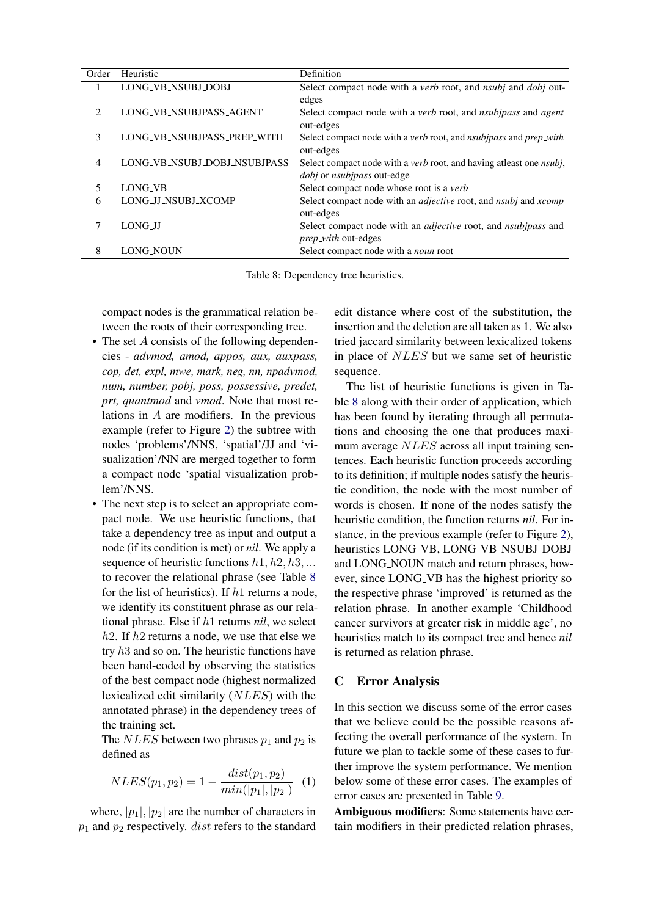| Order | Heuristic | Definition |
|---|---|---|
| 1 | LONG_VB_NSUBJ_DOBJ | Select compact node with a *verb* root, and *nsubj* and *dobj* out-edges |
| 2 | LONG_VB_NSUBJPASS_AGENT | Select compact node with a *verb* root, and *nsubjpass* and *agent* out-edges |
| 3 | LONG_VB_NSUBJPASS_PREP_WITH | Select compact node with a *verb* root, and *nsubjpass* and *prep_with* out-edges |
| 4 | LONG_VB_NSUBJ_DOBJ_NSUBJPASS | Select compact node with a *verb* root, and having atleast one *nsubj*, *dobj* or *nsubjpass* out-edge |
| 5 | LONG_VB | Select compact node whose root is a *verb* |
| 6 | LONG_JJ_NSUBJ_XCOMP | Select compact node with an *adjective* root, and *nsubj* and *xcomp* out-edges |
| 7 | LONG_JJ | Select compact node with an *adjective* root, and *nsubjpass* and *prep_with* out-edges |
| 8 | LONG_NOUN | Select compact node with a *noun* root |

Table 8: Dependency tree heuristics.

compact nodes is the grammatical relation between the roots of their corresponding tree.

- The set $A$ consists of the following dependencies - *advmod, amod, appos, aux, auxpass, cop, det, expl, mwe, mark, neg, nn, npadvmod, num, number, pobj, poss, possessive, predet, prt, quantmod* and *vmod*. Note that most relations in $A$ are modifiers. In the previous example (refer to Figure 2) the subtree with nodes 'problems'/NNS, 'spatial'/JJ and 'visualization'/NN are merged together to form a compact node 'spatial visualization problem'/NNS.
- The next step is to select an appropriate compact node. We use heuristic functions, that take a dependency tree as input and output a node (if its condition is met) or *nil*. We apply a sequence of heuristic functions $h1, h2, h3, ...$ to recover the relational phrase (see Table 8 for the list of heuristics). If $h1$ returns a node, we identify its constituent phrase as our relational phrase. Else if $h1$ returns *nil*, we select $h2$. If $h2$ returns a node, we use that else we try $h3$ and so on. The heuristic functions have been hand-coded by observing the statistics of the best compact node (highest normalized lexicalized edit similarity ($NLES$) with the annotated phrase) in the dependency trees of the training set.

The $NLES$ between two phrases $p_1$ and $p_2$ is defined as

$$NLES(p_1, p_2) = 1 - \frac{dist(p_1, p_2)}{min(|p_1|, |p_2|)} \quad (1)$$

where, $|p_1|, |p_2|$ are the number of characters in $p_1$ and $p_2$ respectively. $dist$ refers to the standard edit distance where cost of the substitution, the insertion and the deletion are all taken as 1. We also tried jaccard similarity between lexicalized tokens in place of $NLES$ but we same set of heuristic sequence.

The list of heuristic functions is given in Table 8 along with their order of application, which has been found by iterating through all permutations and choosing the one that produces maximum average $NLES$ across all input training sentences. Each heuristic function proceeds according to its definition; if multiple nodes satisfy the heuristic condition, the node with the most number of words is chosen. If none of the nodes satisfy the heuristic condition, the function returns *nil*. For instance, in the previous example (refer to Figure 2), heuristics LONG_VB, LONG_VB_NSUBJ_DOBJ and LONG_NOUN match and return phrases, however, since LONG_VB has the highest priority so the respective phrase 'improved' is returned as the relation phrase. In another example 'Childhood cancer survivors at greater risk in middle age', no heuristics match to its compact tree and hence *nil* is returned as relation phrase.

## C Error Analysis

In this section we discuss some of the error cases that we believe could be the possible reasons affecting the overall performance of the system. In future we plan to tackle some of these cases to further improve the system performance. We mention below some of these error cases. The examples of error cases are presented in Table 9.

**Ambiguous modifiers**: Some statements have certain modifiers in their predicted relation phrases,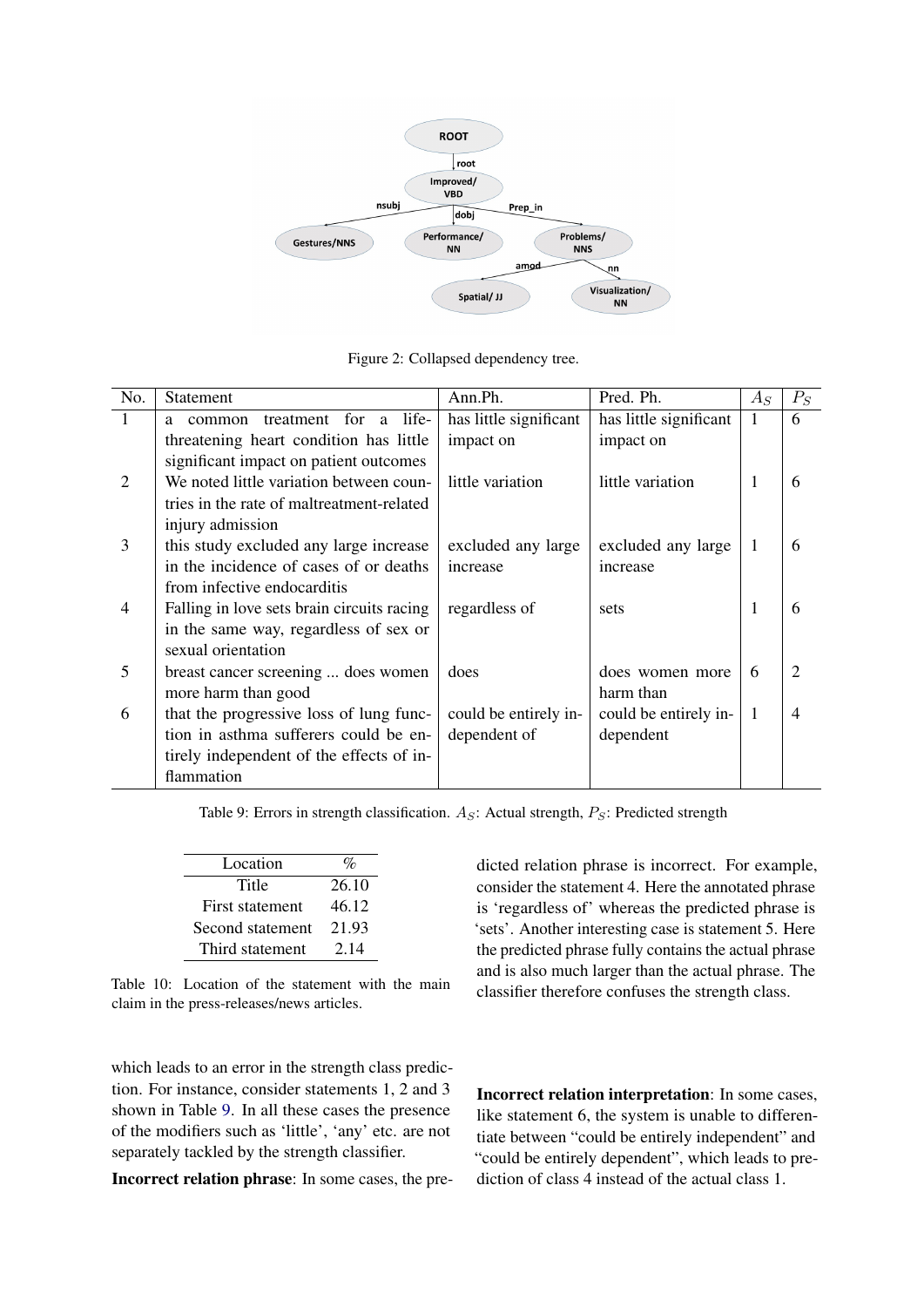Figure 2: Collapsed dependency tree.

| No. | Statement | Ann.Ph. | Pred. Ph. | $A_S$ | $P_S$ |
|---|---|---|---|---|---|
| 1 | a common treatment for a life-threatening heart condition has little significant impact on patient outcomes | has little significant impact on | has little significant impact on | 1 | 6 |
| 2 | We noted little variation between countries in the rate of maltreatment-related injury admission | little variation | little variation | 1 | 6 |
| 3 | this study excluded any large increase in the incidence of cases of or deaths from infective endocarditis | excluded any large increase | excluded any large increase | 1 | 6 |
| 4 | Falling in love sets brain circuits racing in the same way, regardless of sex or sexual orientation | regardless of | sets | 1 | 6 |
| 5 | breast cancer screening ... does women more harm than good | does | does women more harm than | 6 | 2 |
| 6 | that the progressive loss of lung function in asthma sufferers could be entirely independent of the effects of inflammation | could be entirely independent of | could be entirely independent | 1 | 4 |

Table 9: Errors in strength classification. $A_S$: Actual strength, $P_S$: Predicted strength

| Location | % |
|---|---|
| Title | 26.10 |
| First statement | 46.12 |
| Second statement | 21.93 |
| Third statement | 2.14 |

Table 10: Location of the statement with the main claim in the press-releases/news articles.

which leads to an error in the strength class prediction. For instance, consider statements 1, 2 and 3 shown in Table 9. In all these cases the presence of the modifiers such as 'little', 'any' etc. are not separately tackled by the strength classifier.

**Incorrect relation phrase**: In some cases, the predicted relation phrase is incorrect. For example, consider the statement 4. Here the annotated phrase is 'regardless of' whereas the predicted phrase is 'sets'. Another interesting case is statement 5. Here the predicted phrase fully contains the actual phrase and is also much larger than the actual phrase. The classifier therefore confuses the strength class.

**Incorrect relation interpretation**: In some cases, like statement 6, the system is unable to differentiate between "could be entirely independent" and "could be entirely dependent", which leads to prediction of class 4 instead of the actual class 1.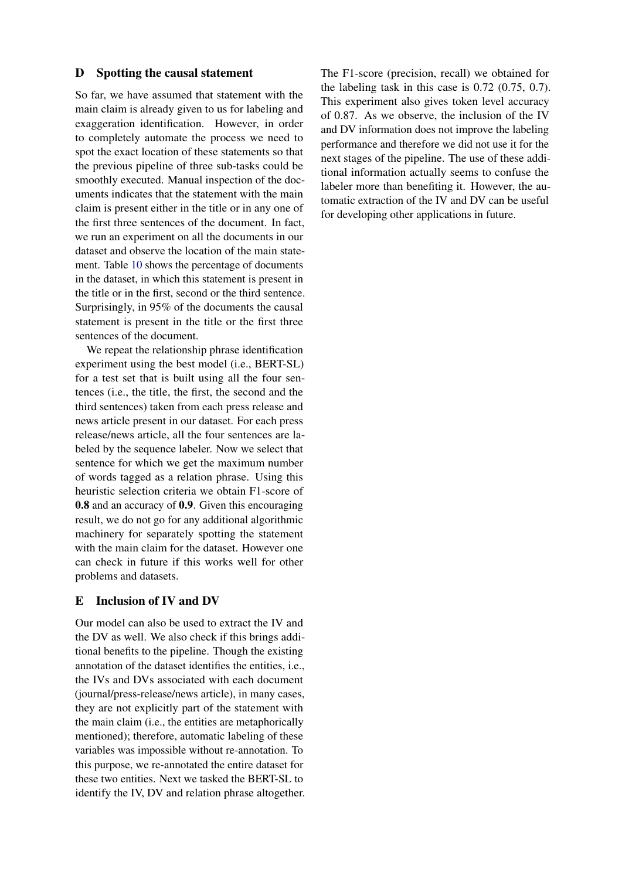## D Spotting the causal statement

So far, we have assumed that statement with the main claim is already given to us for labeling and exaggeration identification. However, in order to completely automate the process we need to spot the exact location of these statements so that the previous pipeline of three sub-tasks could be smoothly executed. Manual inspection of the documents indicates that the statement with the main claim is present either in the title or in any one of the first three sentences of the document. In fact, we run an experiment on all the documents in our dataset and observe the location of the main statement. Table 10 shows the percentage of documents in the dataset, in which this statement is present in the title or in the first, second or the third sentence. Surprisingly, in 95% of the documents the causal statement is present in the title or the first three sentences of the document.

We repeat the relationship phrase identification experiment using the best model (i.e., BERT-SL) for a test set that is built using all the four sentences (i.e., the title, the first, the second and the third sentences) taken from each press release and news article present in our dataset. For each press release/news article, all the four sentences are labeled by the sequence labeler. Now we select that sentence for which we get the maximum number of words tagged as a relation phrase. Using this heuristic selection criteria we obtain F1-score of **0.8** and an accuracy of **0.9**. Given this encouraging result, we do not go for any additional algorithmic machinery for separately spotting the statement with the main claim for the dataset. However one can check in future if this works well for other problems and datasets.

## E Inclusion of IV and DV

Our model can also be used to extract the IV and the DV as well. We also check if this brings additional benefits to the pipeline. Though the existing annotation of the dataset identifies the entities, i.e., the IVs and DVs associated with each document (journal/press-release/news article), in many cases, they are not explicitly part of the statement with the main claim (i.e., the entities are metaphorically mentioned); therefore, automatic labeling of these variables was impossible without re-annotation. To this purpose, we re-annotated the entire dataset for these two entities. Next we tasked the BERT-SL to identify the IV, DV and relation phrase altogether. The F1-score (precision, recall) we obtained for the labeling task in this case is 0.72 (0.75, 0.7). This experiment also gives token level accuracy of 0.87. As we observe, the inclusion of the IV and DV information does not improve the labeling performance and therefore we did not use it for the next stages of the pipeline. The use of these additional information actually seems to confuse the labeler more than benefiting it. However, the automatic extraction of the IV and DV can be useful for developing other applications in future.